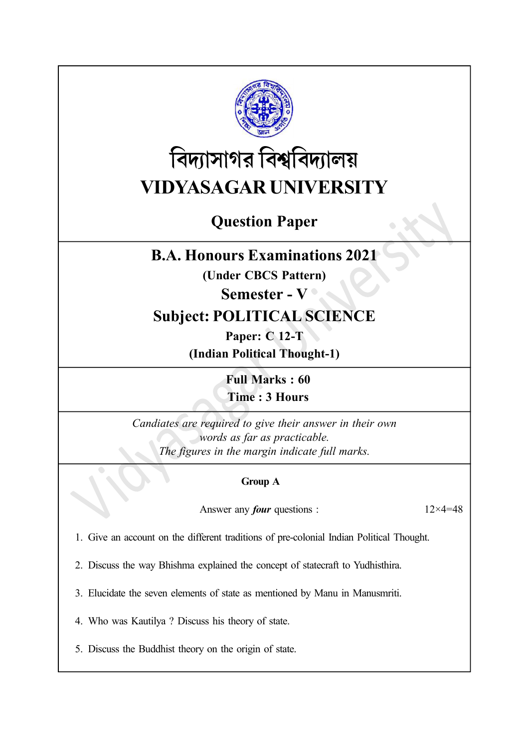# বিদ্যাসাগর বিশ্ববিদ্যালয়

# VIDYASAGAR UNIVERSITY

## Question Paper

## B.A. Honours Examinations 2021

**(Under CBCS Pattern)**

**Semester - V**

**Subject: POLITICAL SCIENCE**

**Paper: C 12-T**

**(Indian Political Thought-1)**

**Full Marks : 60**

**Time : 3 Hours**

*Candiates are required to give their answer in their own words as far as practicable.*

*The figures in the margin indicate full marks.*

### Group A

Answer any ***four*** questions : 12×4=48

1. Give an account on the different traditions of pre-colonial Indian Political Thought.
2. Discuss the way Bhishma explained the concept of statecraft to Yudhisthira.
3. Elucidate the seven elements of state as mentioned by Manu in Manusmriti.
4. Who was Kautilya ? Discuss his theory of state.
5. Discuss the Buddhist theory on the origin of state.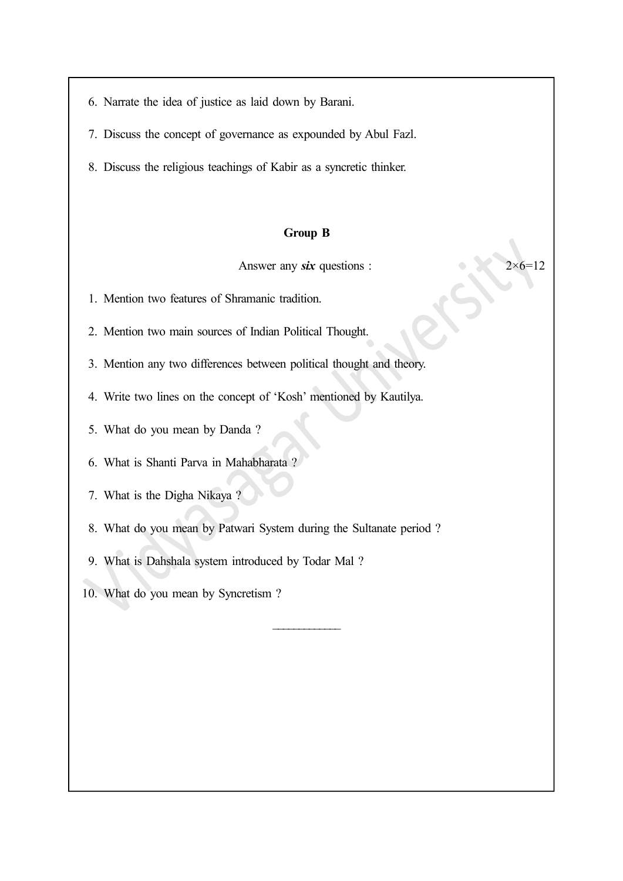6. Narrate the idea of justice as laid down by Barani.

7. Discuss the concept of governance as expounded by Abul Fazl.

8. Discuss the religious teachings of Kabir as a syncretic thinker.

## Group B

Answer any ***six*** questions : 2×6=12

1. Mention two features of Shramanic tradition.

2. Mention two main sources of Indian Political Thought.

3. Mention any two differences between political thought and theory.

4. Write two lines on the concept of 'Kosh' mentioned by Kautilya.

5. What do you mean by Danda ?

6. What is Shanti Parva in Mahabharata ?

7. What is the Digha Nikaya ?

8. What do you mean by Patwari System during the Sultanate period ?

9. What is Dahshala system introduced by Todar Mal ?

10. What do you mean by Syncretism ?

———————